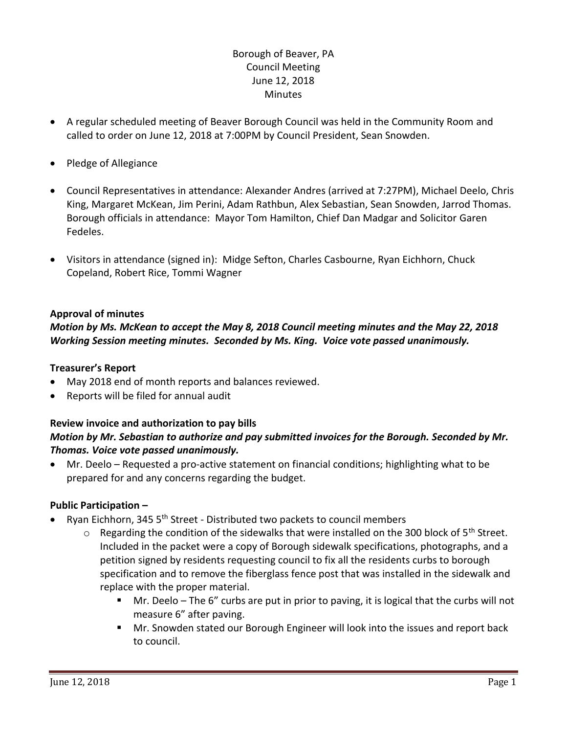Borough of Beaver, PA
Council Meeting
June 12, 2018
Minutes

- A regular scheduled meeting of Beaver Borough Council was held in the Community Room and called to order on June 12, 2018 at 7:00PM by Council President, Sean Snowden.
- Pledge of Allegiance
- Council Representatives in attendance: Alexander Andres (arrived at 7:27PM), Michael Deelo, Chris King, Margaret McKean, Jim Perini, Adam Rathbun, Alex Sebastian, Sean Snowden, Jarrod Thomas. Borough officials in attendance: Mayor Tom Hamilton, Chief Dan Madgar and Solicitor Garen Fedeles.
- Visitors in attendance (signed in): Midge Sefton, Charles Casbourne, Ryan Eichhorn, Chuck Copeland, Robert Rice, Tommi Wagner

**Approval of minutes**

***Motion by Ms. McKean to accept the May 8, 2018 Council meeting minutes and the May 22, 2018 Working Session meeting minutes. Seconded by Ms. King. Voice vote passed unanimously.***

**Treasurer's Report**

- May 2018 end of month reports and balances reviewed.
- Reports will be filed for annual audit

**Review invoice and authorization to pay bills**

***Motion by Mr. Sebastian to authorize and pay submitted invoices for the Borough. Seconded by Mr. Thomas. Voice vote passed unanimously.***

- Mr. Deelo – Requested a pro-active statement on financial conditions; highlighting what to be prepared for and any concerns regarding the budget.

**Public Participation –**

- Ryan Eichhorn, 345 5th Street - Distributed two packets to council members
  - Regarding the condition of the sidewalks that were installed on the 300 block of 5th Street. Included in the packet were a copy of Borough sidewalk specifications, photographs, and a petition signed by residents requesting council to fix all the residents curbs to borough specification and to remove the fiberglass fence post that was installed in the sidewalk and replace with the proper material.
    - Mr. Deelo – The 6" curbs are put in prior to paving, it is logical that the curbs will not measure 6" after paving.
    - Mr. Snowden stated our Borough Engineer will look into the issues and report back to council.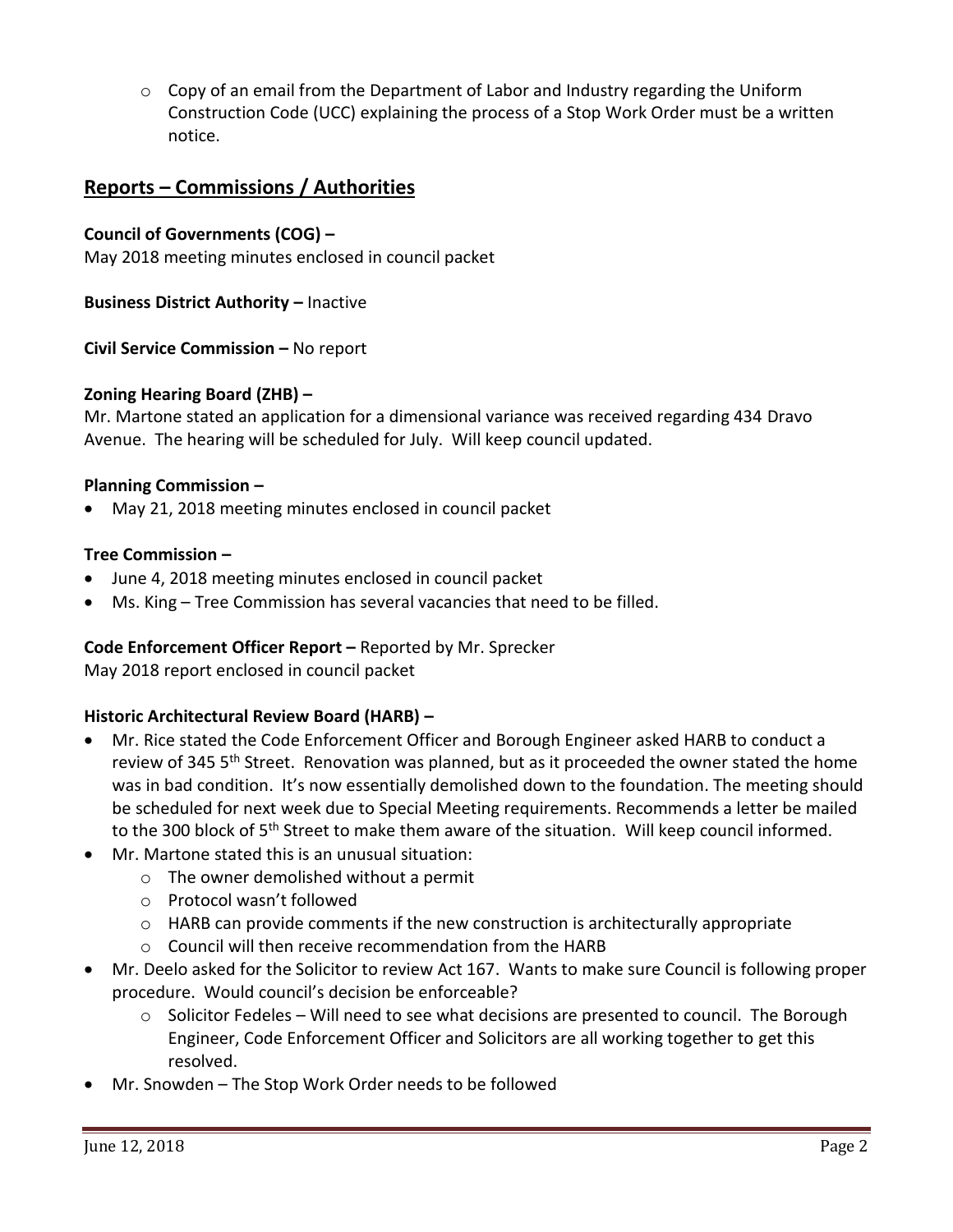- Copy of an email from the Department of Labor and Industry regarding the Uniform Construction Code (UCC) explaining the process of a Stop Work Order must be a written notice.

## Reports – Commissions / Authorities

**Council of Governments (COG) –**
May 2018 meeting minutes enclosed in council packet

**Business District Authority –** Inactive

**Civil Service Commission –** No report

**Zoning Hearing Board (ZHB) –**
Mr. Martone stated an application for a dimensional variance was received regarding 434 Dravo Avenue. The hearing will be scheduled for July. Will keep council updated.

**Planning Commission –**
- May 21, 2018 meeting minutes enclosed in council packet

**Tree Commission –**
- June 4, 2018 meeting minutes enclosed in council packet
- Ms. King – Tree Commission has several vacancies that need to be filled.

**Code Enforcement Officer Report –** Reported by Mr. Sprecker
May 2018 report enclosed in council packet

**Historic Architectural Review Board (HARB) –**
- Mr. Rice stated the Code Enforcement Officer and Borough Engineer asked HARB to conduct a review of 345 5th Street. Renovation was planned, but as it proceeded the owner stated the home was in bad condition. It's now essentially demolished down to the foundation. The meeting should be scheduled for next week due to Special Meeting requirements. Recommends a letter be mailed to the 300 block of 5th Street to make them aware of the situation. Will keep council informed.
- Mr. Martone stated this is an unusual situation:
  - The owner demolished without a permit
  - Protocol wasn't followed
  - HARB can provide comments if the new construction is architecturally appropriate
  - Council will then receive recommendation from the HARB
- Mr. Deelo asked for the Solicitor to review Act 167. Wants to make sure Council is following proper procedure. Would council's decision be enforceable?
  - Solicitor Fedeles – Will need to see what decisions are presented to council. The Borough Engineer, Code Enforcement Officer and Solicitors are all working together to get this resolved.
- Mr. Snowden – The Stop Work Order needs to be followed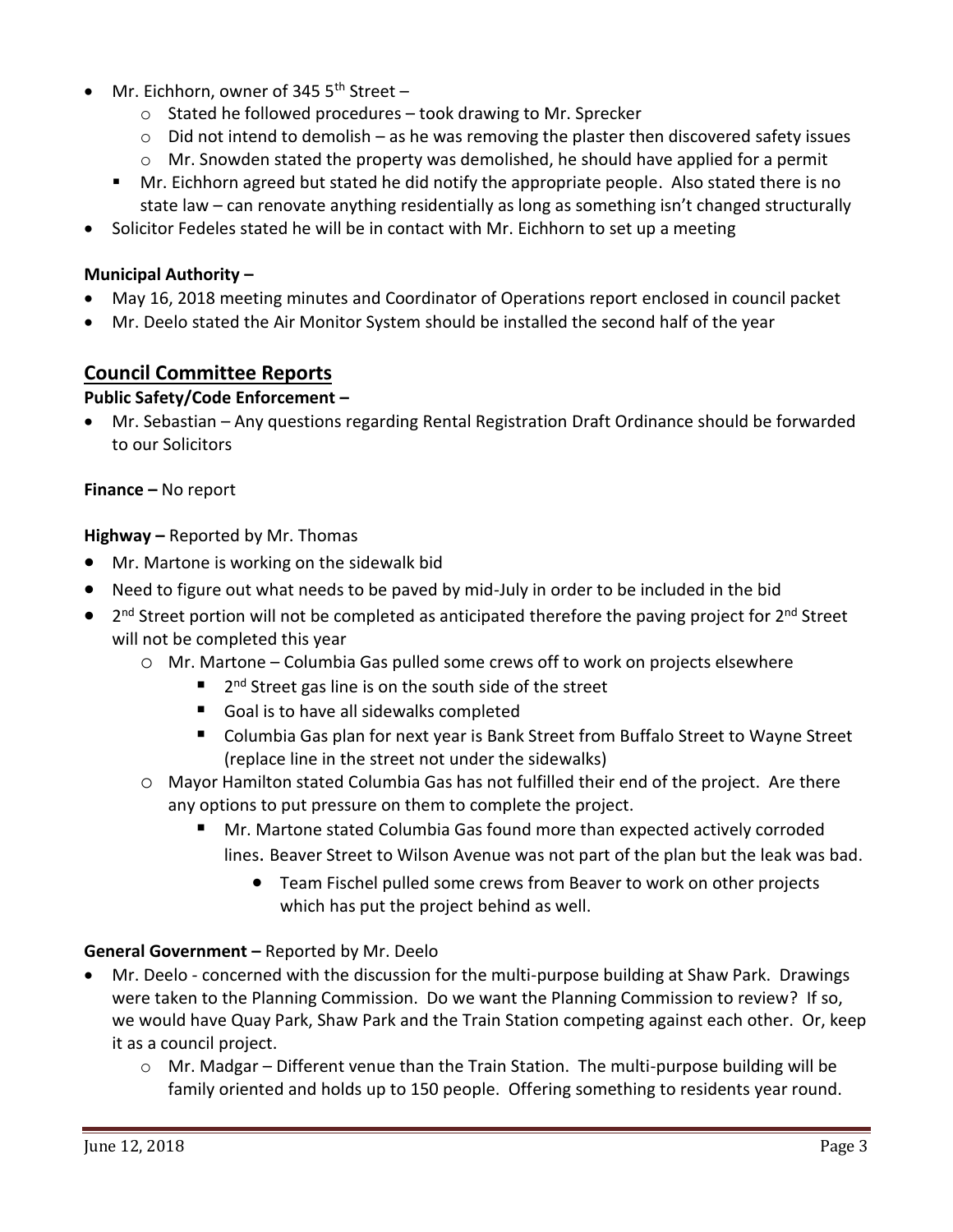- Mr. Eichhorn, owner of 345 5th Street –
    - Stated he followed procedures – took drawing to Mr. Sprecker
    - Did not intend to demolish – as he was removing the plaster then discovered safety issues
    - Mr. Snowden stated the property was demolished, he should have applied for a permit
        - Mr. Eichhorn agreed but stated he did notify the appropriate people. Also stated there is no state law – can renovate anything residentially as long as something isn't changed structurally
- Solicitor Fedeles stated he will be in contact with Mr. Eichhorn to set up a meeting

**Municipal Authority –**

- May 16, 2018 meeting minutes and Coordinator of Operations report enclosed in council packet
- Mr. Deelo stated the Air Monitor System should be installed the second half of the year

## Council Committee Reports

**Public Safety/Code Enforcement –**

- Mr. Sebastian – Any questions regarding Rental Registration Draft Ordinance should be forwarded to our Solicitors

**Finance –** No report

**Highway –** Reported by Mr. Thomas

- Mr. Martone is working on the sidewalk bid
- Need to figure out what needs to be paved by mid-July in order to be included in the bid
- 2nd Street portion will not be completed as anticipated therefore the paving project for 2nd Street will not be completed this year
    - Mr. Martone – Columbia Gas pulled some crews off to work on projects elsewhere
        - 2nd Street gas line is on the south side of the street
        - Goal is to have all sidewalks completed
        - Columbia Gas plan for next year is Bank Street from Buffalo Street to Wayne Street (replace line in the street not under the sidewalks)
    - Mayor Hamilton stated Columbia Gas has not fulfilled their end of the project. Are there any options to put pressure on them to complete the project.
        - Mr. Martone stated Columbia Gas found more than expected actively corroded lines. Beaver Street to Wilson Avenue was not part of the plan but the leak was bad.
            - Team Fischel pulled some crews from Beaver to work on other projects which has put the project behind as well.

**General Government –** Reported by Mr. Deelo

- Mr. Deelo - concerned with the discussion for the multi-purpose building at Shaw Park. Drawings were taken to the Planning Commission. Do we want the Planning Commission to review? If so, we would have Quay Park, Shaw Park and the Train Station competing against each other. Or, keep it as a council project.
    - Mr. Madgar – Different venue than the Train Station. The multi-purpose building will be family oriented and holds up to 150 people. Offering something to residents year round.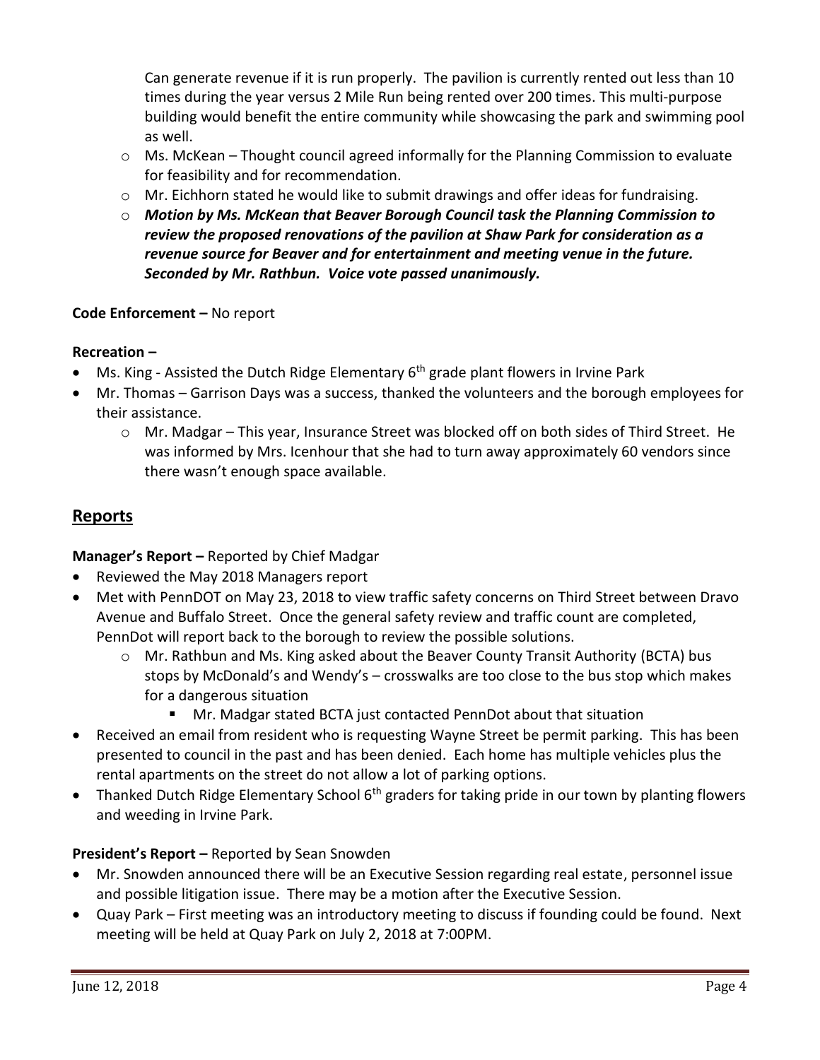Can generate revenue if it is run properly. The pavilion is currently rented out less than 10 times during the year versus 2 Mile Run being rented over 200 times. This multi-purpose building would benefit the entire community while showcasing the park and swimming pool as well.

- Ms. McKean – Thought council agreed informally for the Planning Commission to evaluate for feasibility and for recommendation.
- Mr. Eichhorn stated he would like to submit drawings and offer ideas for fundraising.
- ***Motion by Ms. McKean that Beaver Borough Council task the Planning Commission to review the proposed renovations of the pavilion at Shaw Park for consideration as a revenue source for Beaver and for entertainment and meeting venue in the future. Seconded by Mr. Rathbun. Voice vote passed unanimously.***

**Code Enforcement –** No report

**Recreation –**

- Ms. King - Assisted the Dutch Ridge Elementary 6th grade plant flowers in Irvine Park
- Mr. Thomas – Garrison Days was a success, thanked the volunteers and the borough employees for their assistance.
  - Mr. Madgar – This year, Insurance Street was blocked off on both sides of Third Street. He was informed by Mrs. Icenhour that she had to turn away approximately 60 vendors since there wasn't enough space available.

## Reports

**Manager's Report –** Reported by Chief Madgar

- Reviewed the May 2018 Managers report
- Met with PennDOT on May 23, 2018 to view traffic safety concerns on Third Street between Dravo Avenue and Buffalo Street. Once the general safety review and traffic count are completed, PennDot will report back to the borough to review the possible solutions.
  - Mr. Rathbun and Ms. King asked about the Beaver County Transit Authority (BCTA) bus stops by McDonald's and Wendy's – crosswalks are too close to the bus stop which makes for a dangerous situation
    - Mr. Madgar stated BCTA just contacted PennDot about that situation
- Received an email from resident who is requesting Wayne Street be permit parking. This has been presented to council in the past and has been denied. Each home has multiple vehicles plus the rental apartments on the street do not allow a lot of parking options.
- Thanked Dutch Ridge Elementary School 6th graders for taking pride in our town by planting flowers and weeding in Irvine Park.

**President's Report –** Reported by Sean Snowden

- Mr. Snowden announced there will be an Executive Session regarding real estate, personnel issue and possible litigation issue. There may be a motion after the Executive Session.
- Quay Park – First meeting was an introductory meeting to discuss if founding could be found. Next meeting will be held at Quay Park on July 2, 2018 at 7:00PM.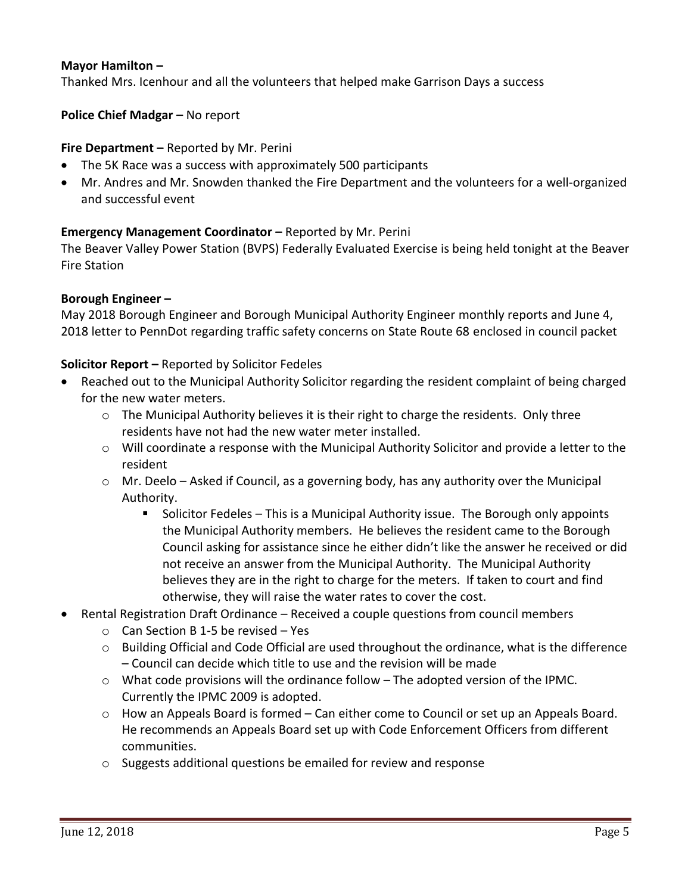**Mayor Hamilton –**
Thanked Mrs. Icenhour and all the volunteers that helped make Garrison Days a success

**Police Chief Madgar –** No report

**Fire Department –** Reported by Mr. Perini

- The 5K Race was a success with approximately 500 participants
- Mr. Andres and Mr. Snowden thanked the Fire Department and the volunteers for a well-organized and successful event

**Emergency Management Coordinator –** Reported by Mr. Perini
The Beaver Valley Power Station (BVPS) Federally Evaluated Exercise is being held tonight at the Beaver Fire Station

**Borough Engineer –**
May 2018 Borough Engineer and Borough Municipal Authority Engineer monthly reports and June 4, 2018 letter to PennDot regarding traffic safety concerns on State Route 68 enclosed in council packet

**Solicitor Report –** Reported by Solicitor Fedeles

- Reached out to the Municipal Authority Solicitor regarding the resident complaint of being charged for the new water meters.
  - The Municipal Authority believes it is their right to charge the residents. Only three residents have not had the new water meter installed.
  - Will coordinate a response with the Municipal Authority Solicitor and provide a letter to the resident
  - Mr. Deelo – Asked if Council, as a governing body, has any authority over the Municipal Authority.
    - Solicitor Fedeles – This is a Municipal Authority issue. The Borough only appoints the Municipal Authority members. He believes the resident came to the Borough Council asking for assistance since he either didn't like the answer he received or did not receive an answer from the Municipal Authority. The Municipal Authority believes they are in the right to charge for the meters. If taken to court and find otherwise, they will raise the water rates to cover the cost.
- Rental Registration Draft Ordinance – Received a couple questions from council members
  - Can Section B 1-5 be revised – Yes
  - Building Official and Code Official are used throughout the ordinance, what is the difference – Council can decide which title to use and the revision will be made
  - What code provisions will the ordinance follow – The adopted version of the IPMC. Currently the IPMC 2009 is adopted.
  - How an Appeals Board is formed – Can either come to Council or set up an Appeals Board. He recommends an Appeals Board set up with Code Enforcement Officers from different communities.
  - Suggests additional questions be emailed for review and response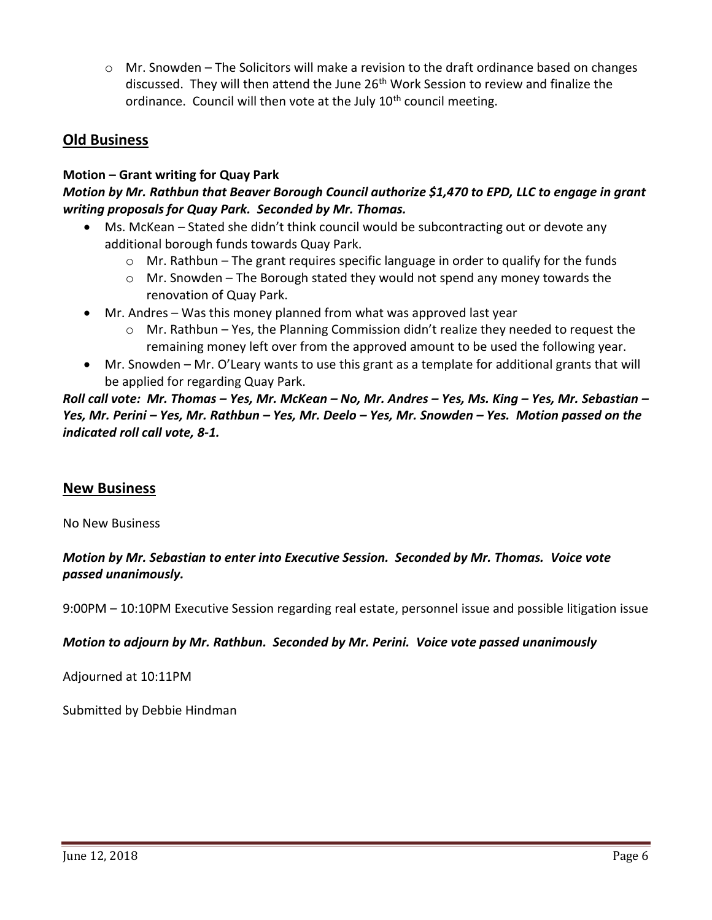- Mr. Snowden – The Solicitors will make a revision to the draft ordinance based on changes discussed. They will then attend the June 26th Work Session to review and finalize the ordinance. Council will then vote at the July 10th council meeting.

## Old Business

**Motion – Grant writing for Quay Park**

***Motion by Mr. Rathbun that Beaver Borough Council authorize $1,470 to EPD, LLC to engage in grant writing proposals for Quay Park. Seconded by Mr. Thomas.***

- Ms. McKean – Stated she didn't think council would be subcontracting out or devote any additional borough funds towards Quay Park.
  - Mr. Rathbun – The grant requires specific language in order to qualify for the funds
  - Mr. Snowden – The Borough stated they would not spend any money towards the renovation of Quay Park.
- Mr. Andres – Was this money planned from what was approved last year
  - Mr. Rathbun – Yes, the Planning Commission didn't realize they needed to request the remaining money left over from the approved amount to be used the following year.
- Mr. Snowden – Mr. O'Leary wants to use this grant as a template for additional grants that will be applied for regarding Quay Park.

***Roll call vote: Mr. Thomas – Yes, Mr. McKean – No, Mr. Andres – Yes, Ms. King – Yes, Mr. Sebastian – Yes, Mr. Perini – Yes, Mr. Rathbun – Yes, Mr. Deelo – Yes, Mr. Snowden – Yes. Motion passed on the indicated roll call vote, 8-1.***

## New Business

No New Business

***Motion by Mr. Sebastian to enter into Executive Session. Seconded by Mr. Thomas. Voice vote passed unanimously.***

9:00PM – 10:10PM Executive Session regarding real estate, personnel issue and possible litigation issue

***Motion to adjourn by Mr. Rathbun. Seconded by Mr. Perini. Voice vote passed unanimously***

Adjourned at 10:11PM

Submitted by Debbie Hindman